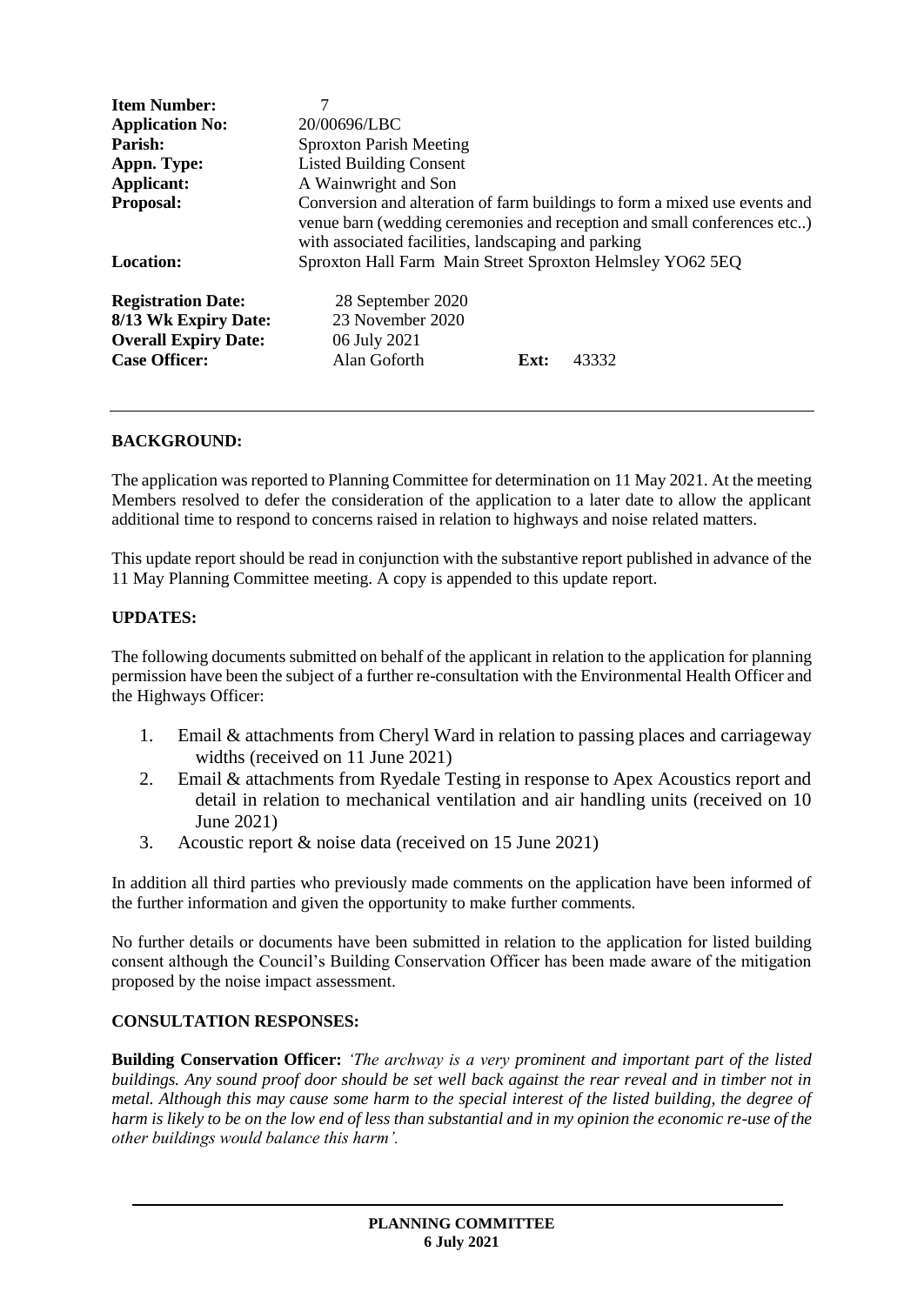| | | | |
|---|---|---|---|
| **Item Number:** | 7 | | |
| **Application No:** | 20/00696/LBC | | |
| **Parish:** | Sproxton Parish Meeting | | |
| **Appn. Type:** | Listed Building Consent | | |
| **Applicant:** | A Wainwright and Son | | |
| **Proposal:** | Conversion and alteration of farm buildings to form a mixed use events and venue barn (wedding ceremonies and reception and small conferences etc..) with associated facilities, landscaping and parking | | |
| **Location:** | Sproxton Hall Farm Main Street Sproxton Helmsley YO62 5EQ | | |
| **Registration Date:** | 28 September 2020 | | |
| **8/13 Wk Expiry Date:** | 23 November 2020 | | |
| **Overall Expiry Date:** | 06 July 2021 | | |
| **Case Officer:** | Alan Goforth | **Ext:** | 43332 |

## BACKGROUND:

The application was reported to Planning Committee for determination on 11 May 2021. At the meeting Members resolved to defer the consideration of the application to a later date to allow the applicant additional time to respond to concerns raised in relation to highways and noise related matters.

This update report should be read in conjunction with the substantive report published in advance of the 11 May Planning Committee meeting. A copy is appended to this update report.

## UPDATES:

The following documents submitted on behalf of the applicant in relation to the application for planning permission have been the subject of a further re-consultation with the Environmental Health Officer and the Highways Officer:

1. Email & attachments from Cheryl Ward in relation to passing places and carriageway widths (received on 11 June 2021)
2. Email & attachments from Ryedale Testing in response to Apex Acoustics report and detail in relation to mechanical ventilation and air handling units (received on 10 June 2021)
3. Acoustic report & noise data (received on 15 June 2021)

In addition all third parties who previously made comments on the application have been informed of the further information and given the opportunity to make further comments.

No further details or documents have been submitted in relation to the application for listed building consent although the Council's Building Conservation Officer has been made aware of the mitigation proposed by the noise impact assessment.

## CONSULTATION RESPONSES:

**Building Conservation Officer:** *'The archway is a very prominent and important part of the listed buildings. Any sound proof door should be set well back against the rear reveal and in timber not in metal. Although this may cause some harm to the special interest of the listed building, the degree of harm is likely to be on the low end of less than substantial and in my opinion the economic re-use of the other buildings would balance this harm'.*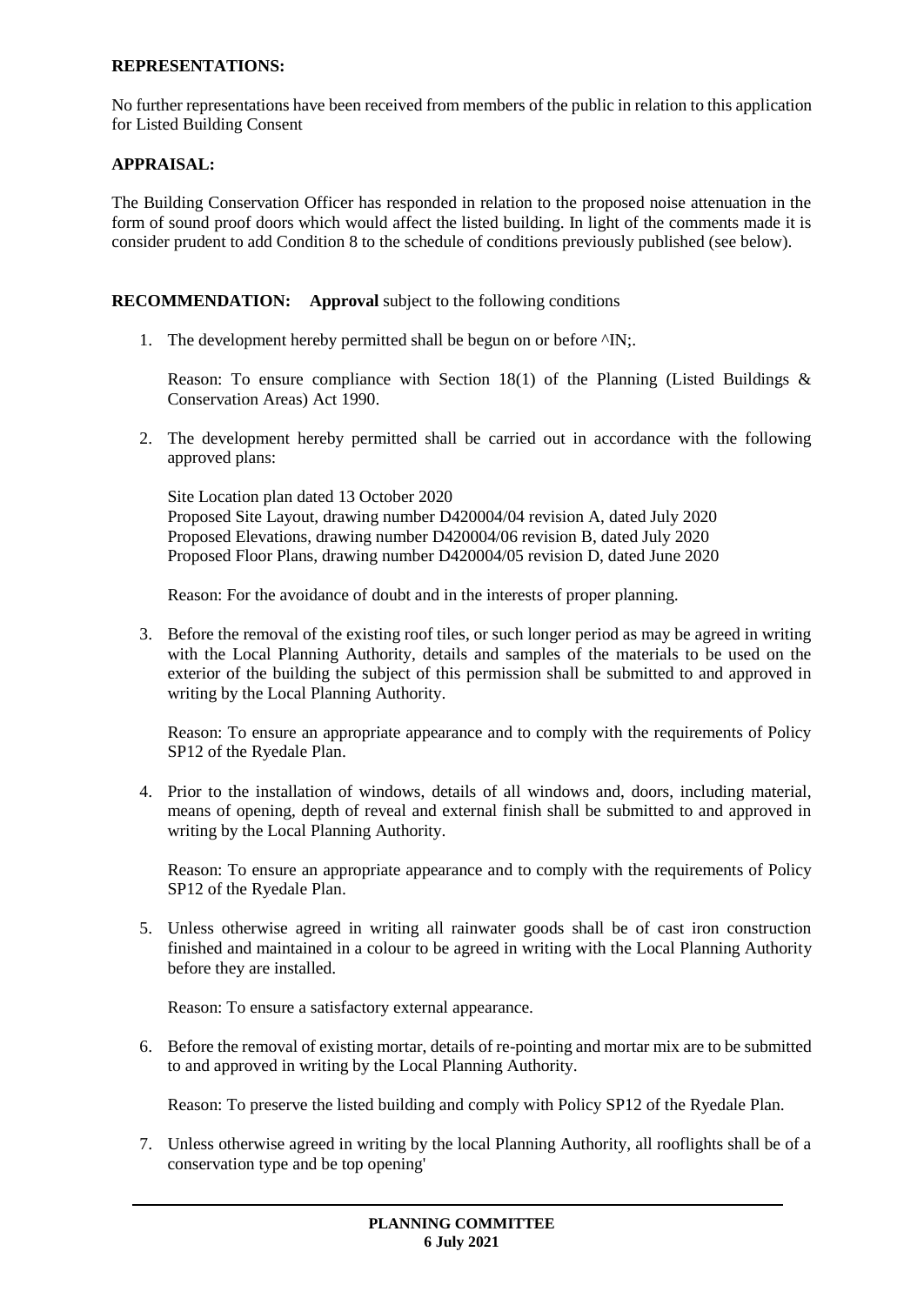**REPRESENTATIONS:**

No further representations have been received from members of the public in relation to this application for Listed Building Consent

**APPRAISAL:**

The Building Conservation Officer has responded in relation to the proposed noise attenuation in the form of sound proof doors which would affect the listed building. In light of the comments made it is consider prudent to add Condition 8 to the schedule of conditions previously published (see below).

**RECOMMENDATION:** **Approval** subject to the following conditions

1. The development hereby permitted shall be begun on or before ^IN;.

   Reason: To ensure compliance with Section 18(1) of the Planning (Listed Buildings & Conservation Areas) Act 1990.

2. The development hereby permitted shall be carried out in accordance with the following approved plans:

   Site Location plan dated 13 October 2020
   Proposed Site Layout, drawing number D420004/04 revision A, dated July 2020
   Proposed Elevations, drawing number D420004/06 revision B, dated July 2020
   Proposed Floor Plans, drawing number D420004/05 revision D, dated June 2020

   Reason: For the avoidance of doubt and in the interests of proper planning.

3. Before the removal of the existing roof tiles, or such longer period as may be agreed in writing with the Local Planning Authority, details and samples of the materials to be used on the exterior of the building the subject of this permission shall be submitted to and approved in writing by the Local Planning Authority.

   Reason: To ensure an appropriate appearance and to comply with the requirements of Policy SP12 of the Ryedale Plan.

4. Prior to the installation of windows, details of all windows and, doors, including material, means of opening, depth of reveal and external finish shall be submitted to and approved in writing by the Local Planning Authority.

   Reason: To ensure an appropriate appearance and to comply with the requirements of Policy SP12 of the Ryedale Plan.

5. Unless otherwise agreed in writing all rainwater goods shall be of cast iron construction finished and maintained in a colour to be agreed in writing with the Local Planning Authority before they are installed.

   Reason: To ensure a satisfactory external appearance.

6. Before the removal of existing mortar, details of re-pointing and mortar mix are to be submitted to and approved in writing by the Local Planning Authority.

   Reason: To preserve the listed building and comply with Policy SP12 of the Ryedale Plan.

7. Unless otherwise agreed in writing by the local Planning Authority, all rooflights shall be of a conservation type and be top opening'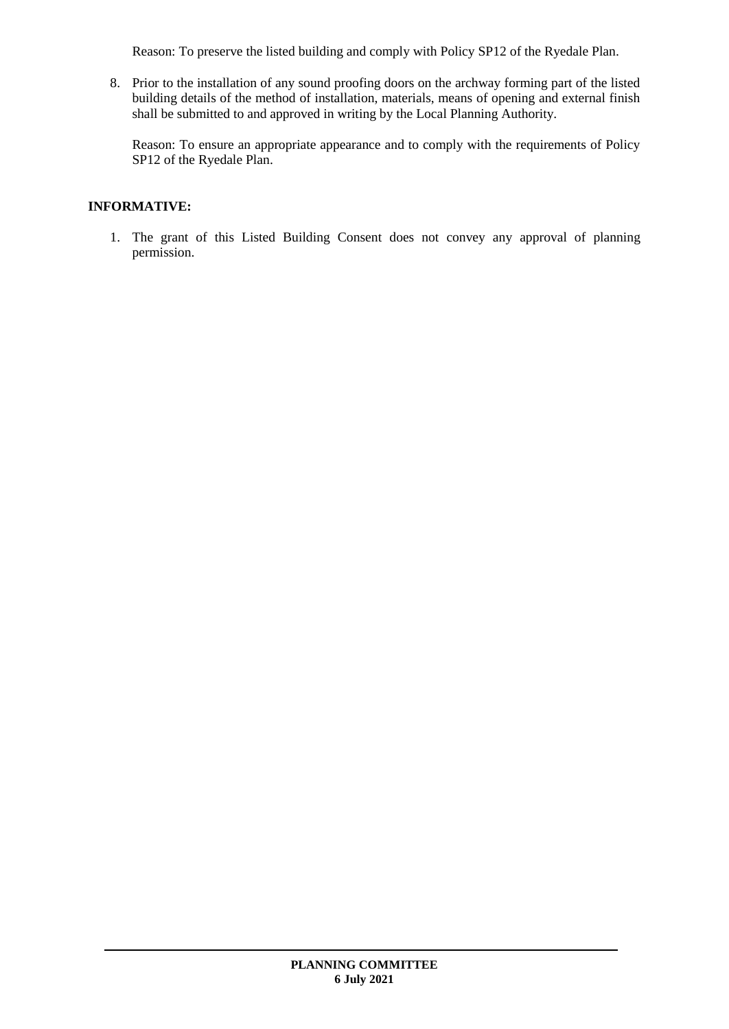Reason: To preserve the listed building and comply with Policy SP12 of the Ryedale Plan.

8. Prior to the installation of any sound proofing doors on the archway forming part of the listed building details of the method of installation, materials, means of opening and external finish shall be submitted to and approved in writing by the Local Planning Authority.

   Reason: To ensure an appropriate appearance and to comply with the requirements of Policy SP12 of the Ryedale Plan.

**INFORMATIVE:**

1. The grant of this Listed Building Consent does not convey any approval of planning permission.